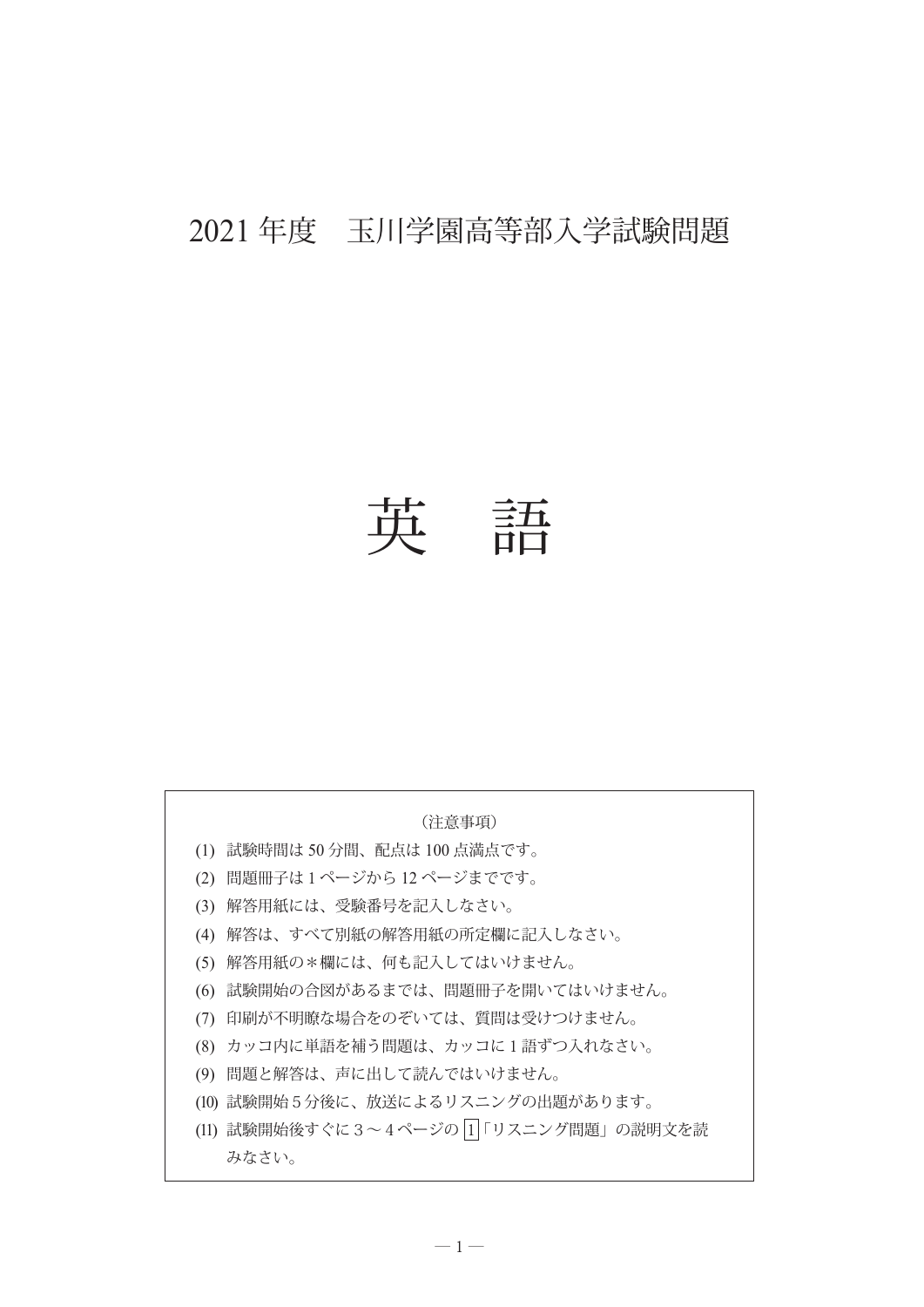# 2021 年度　玉川学園高等部入学試験問題

# 英　語

（注意事項）

(1) 試験時間は 50 分間、配点は 100 点満点です。
(2) 問題冊子は 1 ページから 12 ページまでです。
(3) 解答用紙には、受験番号を記入しなさい。
(4) 解答は、すべて別紙の解答用紙の所定欄に記入しなさい。
(5) 解答用紙の＊欄には、何も記入してはいけません。
(6) 試験開始の合図があるまでは、問題冊子を開いてはいけません。
(7) 印刷が不明瞭な場合をのぞいては、質問は受けつけません。
(8) カッコ内に単語を補う問題は、カッコに 1 語ずつ入れなさい。
(9) 問題と解答は、声に出して読んではいけません。
(10) 試験開始 5 分後に、放送によるリスニングの出題があります。
(11) 試験開始後すぐに 3 ～ 4 ページの 1「リスニング問題」の説明文を読みなさい。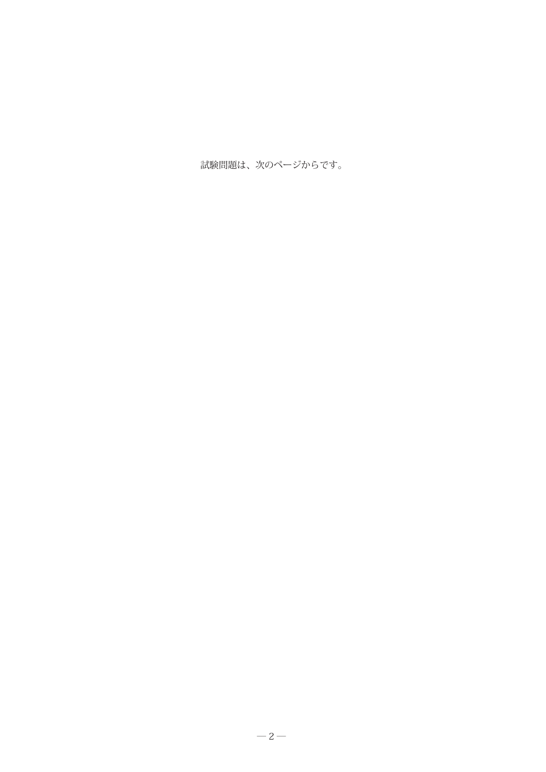試験問題は、次のページからです。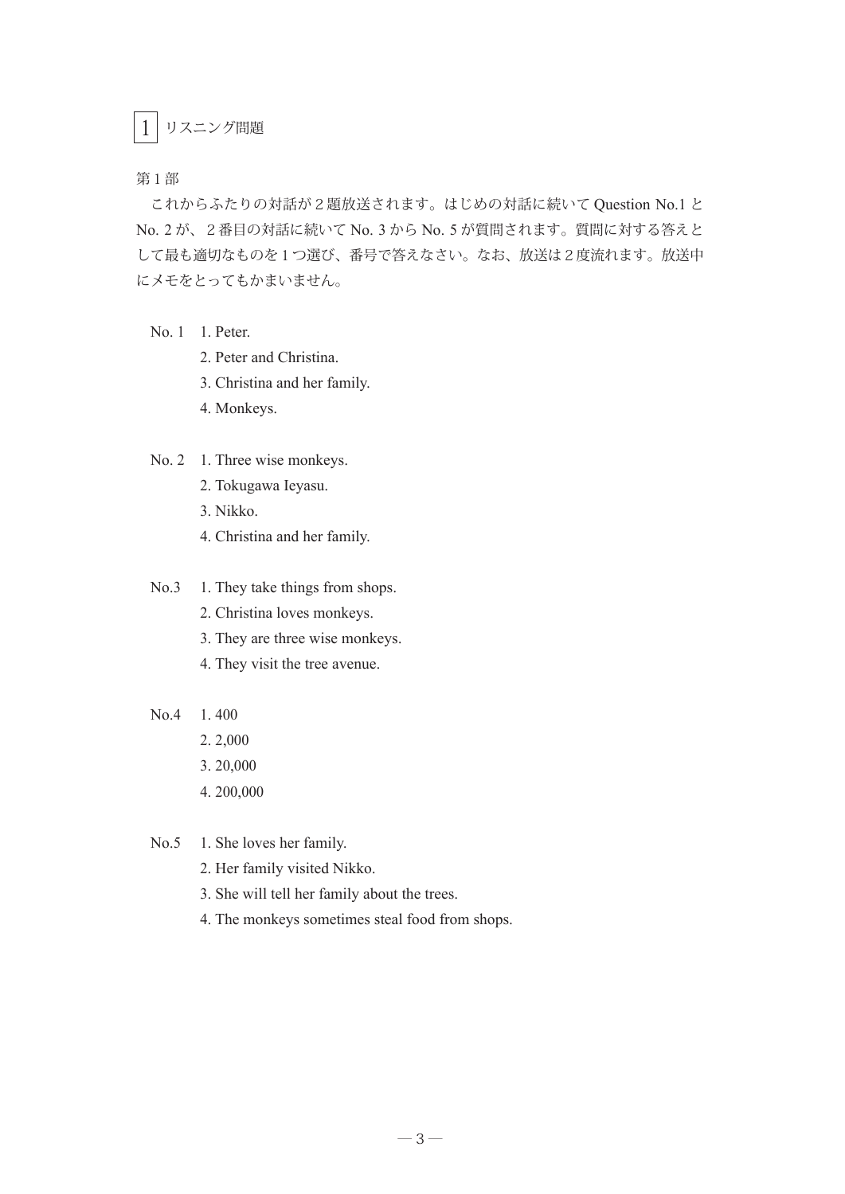## 1 リスニング問題

第1部

これからふたりの対話が２題放送されます。はじめの対話に続いて Question No.1 と No. 2 が、２番目の対話に続いて No. 3 から No. 5 が質問されます。質問に対する答えとして最も適切なものを１つ選び、番号で答えなさい。なお、放送は２度流れます。放送中にメモをとってもかまいません。

No. 1
1. Peter.
2. Peter and Christina.
3. Christina and her family.
4. Monkeys.

No. 2
1. Three wise monkeys.
2. Tokugawa Ieyasu.
3. Nikko.
4. Christina and her family.

No.3
1. They take things from shops.
2. Christina loves monkeys.
3. They are three wise monkeys.
4. They visit the tree avenue.

No.4
1. 400
2. 2,000
3. 20,000
4. 200,000

No.5
1. She loves her family.
2. Her family visited Nikko.
3. She will tell her family about the trees.
4. The monkeys sometimes steal food from shops.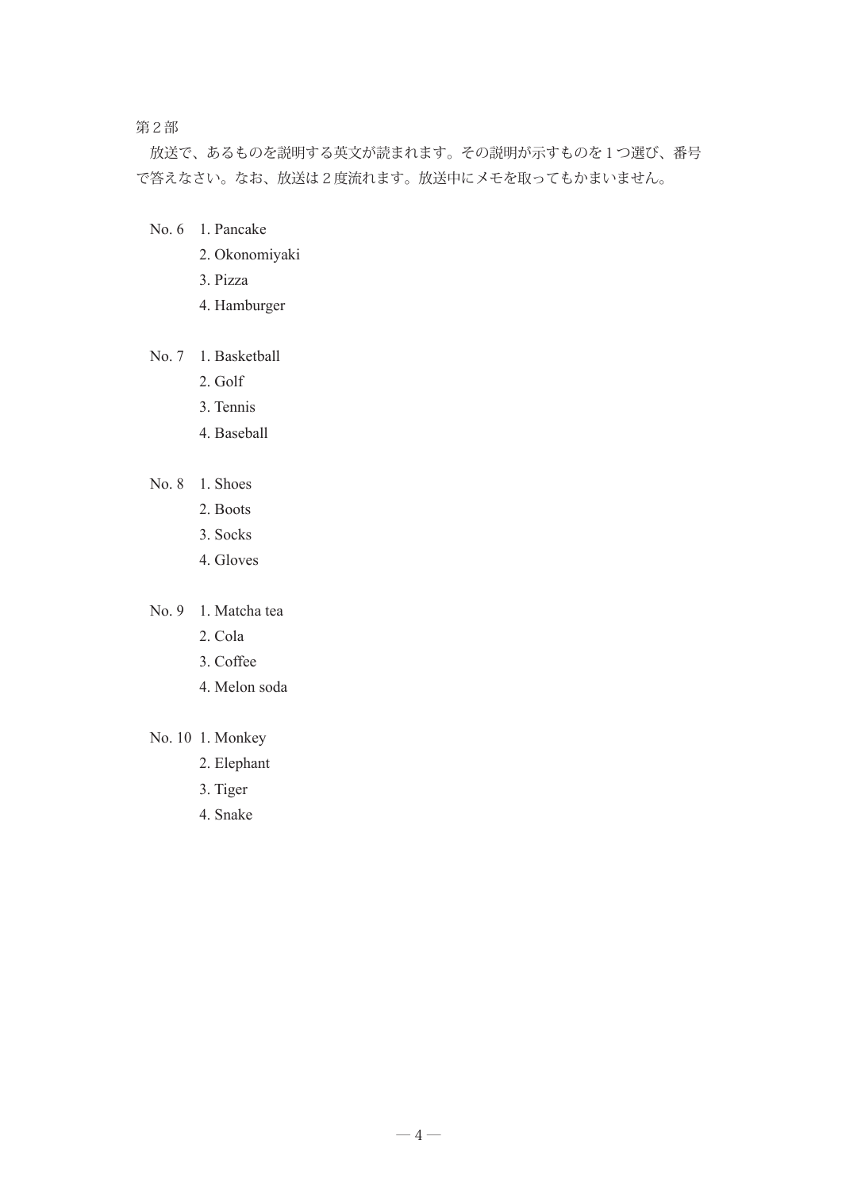第２部

放送で、あるものを説明する英文が読まれます。その説明が示すものを１つ選び、番号で答えなさい。なお、放送は２度流れます。放送中にメモを取ってもかまいません。

No. 6
1. Pancake
2. Okonomiyaki
3. Pizza
4. Hamburger

No. 7
1. Basketball
2. Golf
3. Tennis
4. Baseball

No. 8
1. Shoes
2. Boots
3. Socks
4. Gloves

No. 9
1. Matcha tea
2. Cola
3. Coffee
4. Melon soda

No. 10
1. Monkey
2. Elephant
3. Tiger
4. Snake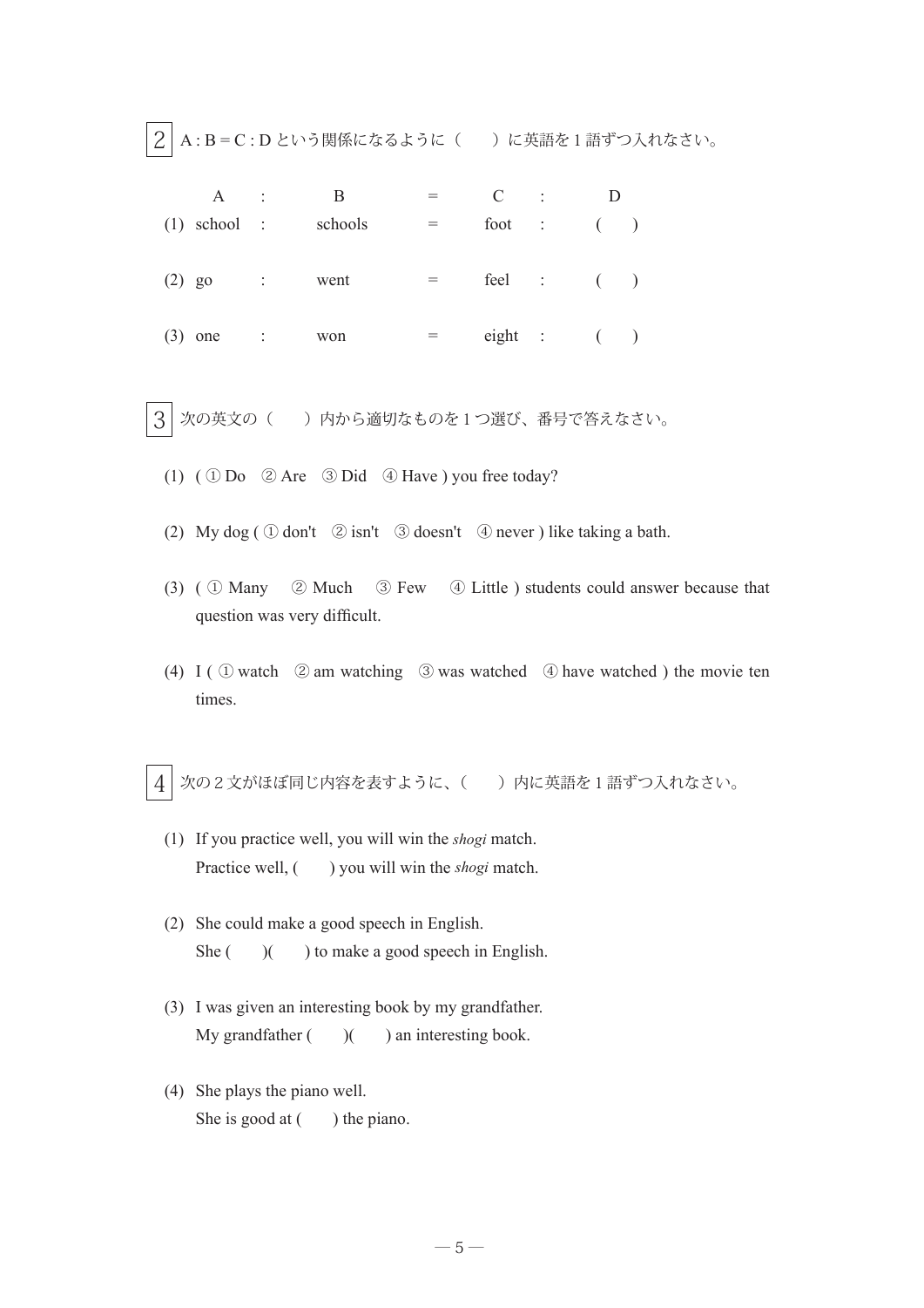## 2 A : B = C : D という関係になるように（　　）に英語を 1 語ずつ入れなさい。

| | A | : | B | = | C | : | D |
|---|---|---|---|---|---|---|---|
| (1) | school | : | schools | = | foot | : | (　　) |
| (2) | go | : | went | = | feel | : | (　　) |
| (3) | one | : | won | = | eight | : | (　　) |

## 3 次の英文の（　　）内から適切なものを 1 つ選び、番号で答えなさい。

(1) ( ① Do　② Are　③ Did　④ Have ) you free today?

(2) My dog ( ① don't　② isn't　③ doesn't　④ never ) like taking a bath.

(3) ( ① Many　② Much　③ Few　④ Little ) students could answer because that question was very difficult.

(4) I ( ① watch　② am watching　③ was watched　④ have watched ) the movie ten times.

## 4 次の 2 文がほぼ同じ内容を表すように、（　　）内に英語を 1 語ずつ入れなさい。

(1) If you practice well, you will win the *shogi* match.
Practice well, (　　) you will win the *shogi* match.

(2) She could make a good speech in English.
She (　　)(　　) to make a good speech in English.

(3) I was given an interesting book by my grandfather.
My grandfather (　　)(　　) an interesting book.

(4) She plays the piano well.
She is good at (　　) the piano.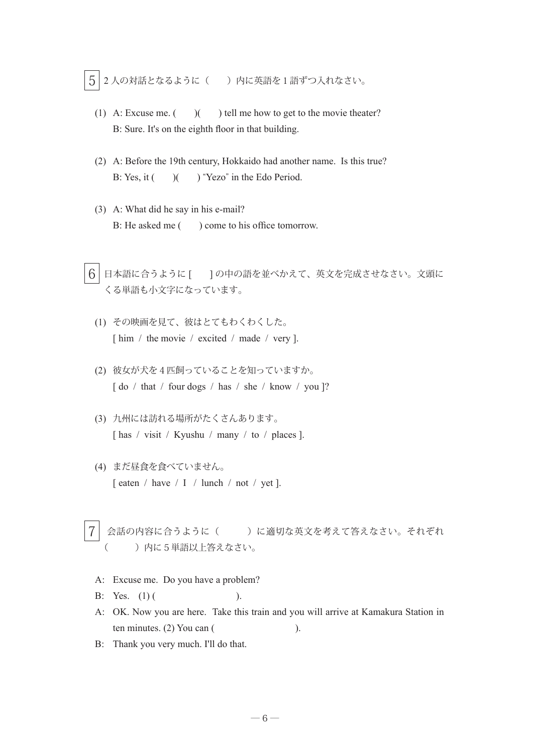5 2人の対話となるように（　　）内に英語を1語ずつ入れなさい。

(1) A: Excuse me. (　　)(　　) tell me how to get to the movie theater?
B: Sure. It's on the eighth floor in that building.

(2) A: Before the 19th century, Hokkaido had another name. Is this true?
B: Yes, it (　　)(　　) "Yezo" in the Edo Period.

(3) A: What did he say in his e-mail?
B: He asked me (　　) come to his office tomorrow.

6 日本語に合うように [　　] の中の語を並べかえて、英文を完成させなさい。文頭にくる単語も小文字になっています。

(1) その映画を見て、彼はとてもわくわくした。
[ him / the movie / excited / made / very ].

(2) 彼女が犬を4匹飼っていることを知っていますか。
[ do / that / four dogs / has / she / know / you ]?

(3) 九州には訪れる場所がたくさんあります。
[ has / visit / Kyushu / many / to / places ].

(4) まだ昼食を食べていません。
[ eaten / have / I / lunch / not / yet ].

7 会話の内容に合うように（　　）に適切な英文を考えて答えなさい。それぞれ（　　）内に5単語以上答えなさい。

A: Excuse me. Do you have a problem?
B: Yes. (1) (　　　　　　　　).
A: OK. Now you are here. Take this train and you will arrive at Kamakura Station in ten minutes. (2) You can (　　　　　　　　).
B: Thank you very much. I'll do that.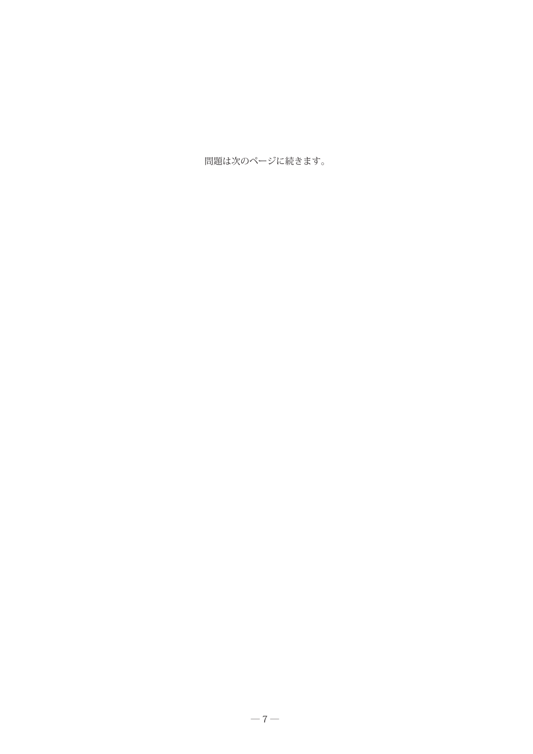問題は次のページに続きます。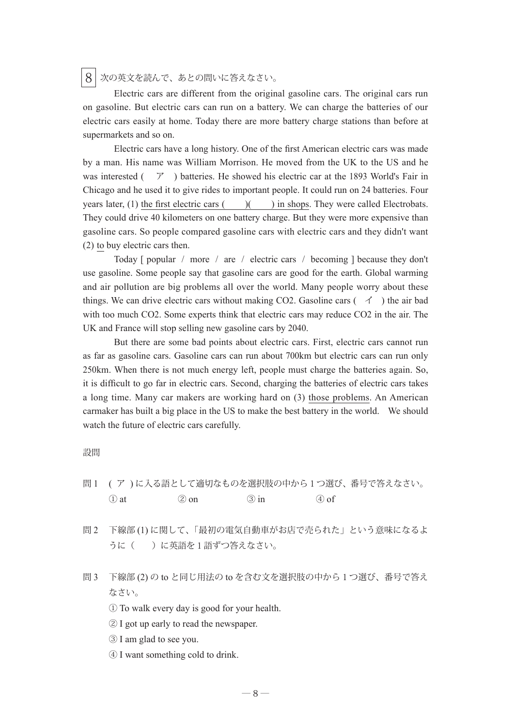8 次の英文を読んで、あとの問いに答えなさい。

Electric cars are different from the original gasoline cars. The original cars run on gasoline. But electric cars can run on a battery. We can charge the batteries of our electric cars easily at home. Today there are more battery charge stations than before at supermarkets and so on.

Electric cars have a long history. One of the first American electric cars was made by a man. His name was William Morrison. He moved from the UK to the US and he was interested ( ア ) batteries. He showed his electric car at the 1893 World's Fair in Chicago and he used it to give rides to important people. It could run on 24 batteries. Four years later, (1) <u>the first electric cars (　　)(　　) in shops</u>. They were called Electrobats. They could drive 40 kilometers on one battery charge. But they were more expensive than gasoline cars. So people compared gasoline cars with electric cars and they didn't want (2) <u>to</u> buy electric cars then.

Today [ popular / more / are / electric cars / becoming ] because they don't use gasoline. Some people say that gasoline cars are good for the earth. Global warming and air pollution are big problems all over the world. Many people worry about these things. We can drive electric cars without making CO2. Gasoline cars ( イ ) the air bad with too much CO2. Some experts think that electric cars may reduce CO2 in the air. The UK and France will stop selling new gasoline cars by 2040.

But there are some bad points about electric cars. First, electric cars cannot run as far as gasoline cars. Gasoline cars can run about 700km but electric cars can run only 250km. When there is not much energy left, people must charge the batteries again. So, it is difficult to go far in electric cars. Second, charging the batteries of electric cars takes a long time. Many car makers are working hard on (3) <u>those problems</u>. An American carmaker has built a big place in the US to make the best battery in the world. We should watch the future of electric cars carefully.

設問

問 1 ( ア ) に入る語として適切なものを選択肢の中から 1 つ選び、番号で答えなさい。

① at　　② on　　③ in　　④ of

問 2 下線部 (1) に関して、「最初の電気自動車がお店で売られた」という意味になるように（　）に英語を 1 語ずつ答えなさい。

問 3 下線部 (2) の to と同じ用法の to を含む文を選択肢の中から 1 つ選び、番号で答えなさい。

① To walk every day is good for your health.

② I got up early to read the newspaper.

③ I am glad to see you.

④ I want something cold to drink.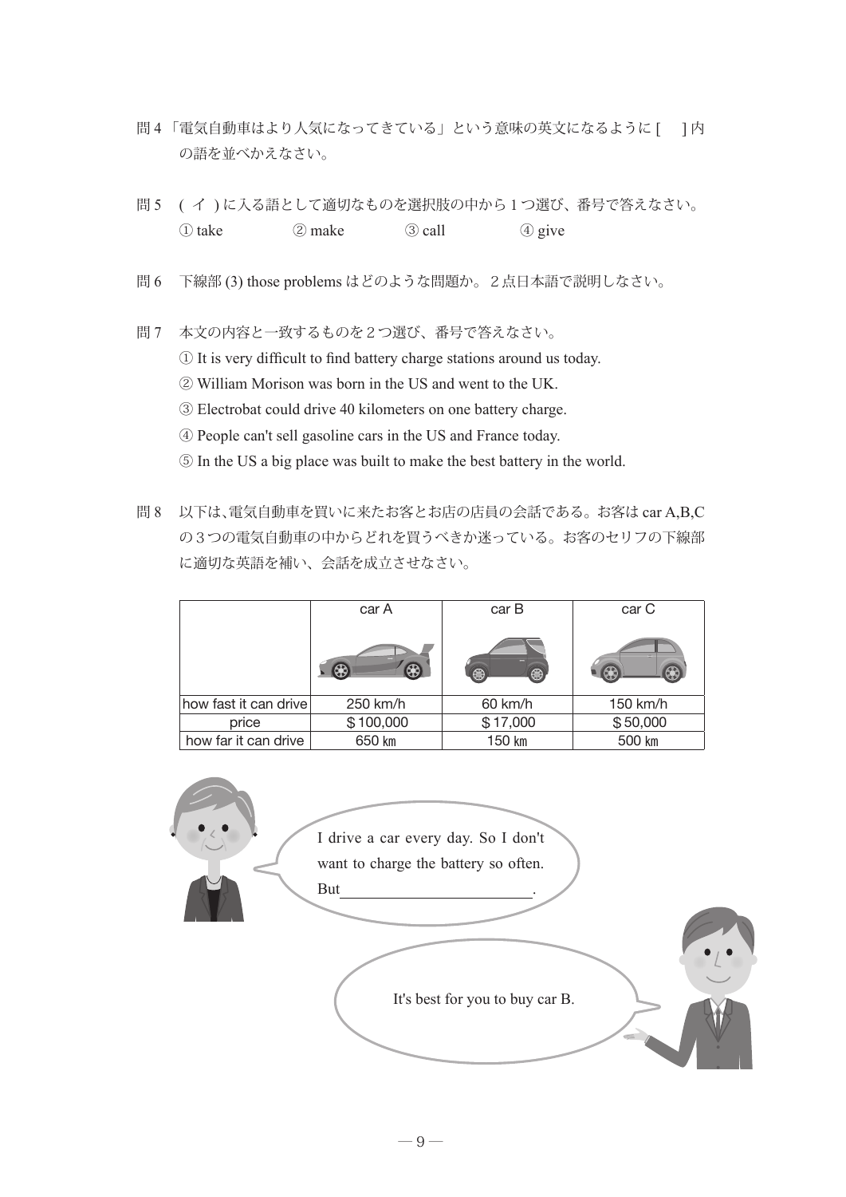問 4 「電気自動車はより人気になってきている」という意味の英文になるように [ ] 内の語を並べかえなさい。

問 5 ( イ ) に入る語として適切なものを選択肢の中から 1 つ選び、番号で答えなさい。

① take ② make ③ call ④ give

問 6 下線部 (3) those problems はどのような問題か。２点日本語で説明しなさい。

問 7 本文の内容と一致するものを２つ選び、番号で答えなさい。

① It is very difficult to find battery charge stations around us today.
② William Morison was born in the US and went to the UK.
③ Electrobat could drive 40 kilometers on one battery charge.
④ People can't sell gasoline cars in the US and France today.
⑤ In the US a big place was built to make the best battery in the world.

問 8 以下は､電気自動車を買いに来たお客とお店の店員の会話である。お客は car A,B,C の３つの電気自動車の中からどれを買うべきか迷っている。お客のセリフの下線部に適切な英語を補い、会話を成立させなさい。

| | car A | car B | car C |
|---|---|---|---|
| how fast it can drive | 250 km/h | 60 km/h | 150 km/h |
| price | $100,000 | $17,000 | $50,000 |
| how far it can drive | 650 ㎞ | 150 ㎞ | 500 ㎞ |

I drive a car every day. So I don't want to charge the battery so often. But________________________.

It's best for you to buy car B.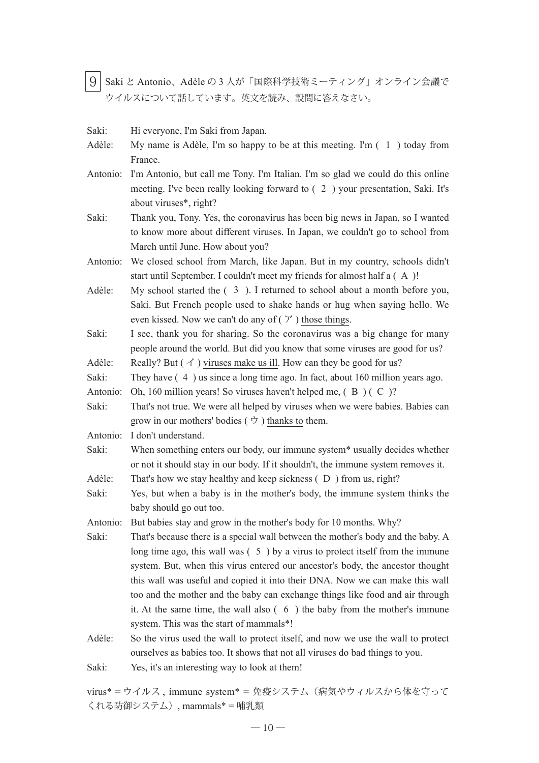9 Saki と Antonio、Adèle の 3 人が「国際科学技術ミーティング」オンライン会議でウイルスについて話しています。英文を読み、設問に答えなさい。

Saki: Hi everyone, I'm Saki from Japan.

Adèle: My name is Adèle, I'm so happy to be at this meeting. I'm ( 1 ) today from France.

Antonio: I'm Antonio, but call me Tony. I'm Italian. I'm so glad we could do this online meeting. I've been really looking forward to ( 2 ) your presentation, Saki. It's about viruses*, right?

Saki: Thank you, Tony. Yes, the coronavirus has been big news in Japan, so I wanted to know more about different viruses. In Japan, we couldn't go to school from March until June. How about you?

Antonio: We closed school from March, like Japan. But in my country, schools didn't start until September. I couldn't meet my friends for almost half a ( A )!

Adèle: My school started the ( 3 ). I returned to school about a month before you, Saki. But French people used to shake hands or hug when saying hello. We even kissed. Now we can't do any of ( ア ) <u>those things</u>.

Saki: I see, thank you for sharing. So the coronavirus was a big change for many people around the world. But did you know that some viruses are good for us?

Adèle: Really? But ( イ ) <u>viruses make us ill</u>. How can they be good for us?

Saki: They have ( 4 ) us since a long time ago. In fact, about 160 million years ago.

Antonio: Oh, 160 million years! So viruses haven't helped me, ( B ) ( C )?

Saki: That's not true. We were all helped by viruses when we were babies. Babies can grow in our mothers' bodies ( ウ ) <u>thanks to</u> them.

Antonio: I don't understand.

Saki: When something enters our body, our immune system* usually decides whether or not it should stay in our body. If it shouldn't, the immune system removes it.

Adèle: That's how we stay healthy and keep sickness ( D ) from us, right?

Saki: Yes, but when a baby is in the mother's body, the immune system thinks the baby should go out too.

Antonio: But babies stay and grow in the mother's body for 10 months. Why?

Saki: That's because there is a special wall between the mother's body and the baby. A long time ago, this wall was ( 5 ) by a virus to protect itself from the immune system. But, when this virus entered our ancestor's body, the ancestor thought this wall was useful and copied it into their DNA. Now we can make this wall too and the mother and the baby can exchange things like food and air through it. At the same time, the wall also ( 6 ) the baby from the mother's immune system. This was the start of mammals*!

Adèle: So the virus used the wall to protect itself, and now we use the wall to protect ourselves as babies too. It shows that not all viruses do bad things to you.

Saki: Yes, it's an interesting way to look at them!

virus* = ウイルス , immune system* = 免疫システム（病気やウィルスから体を守ってくれる防御システム）, mammals* = 哺乳類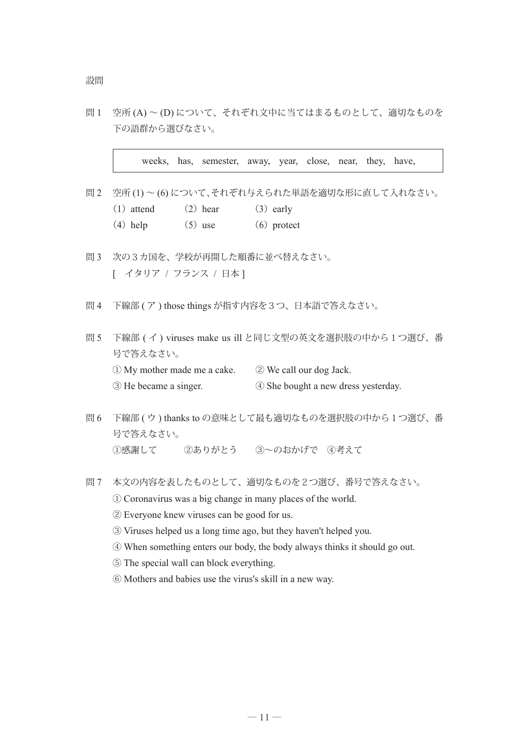設問

問１　空所 (A) ～ (D) について、それぞれ文中に当てはまるものとして、適切なものを下の語群から選びなさい。

| |
|---|
| weeks,　has,　semester,　away,　year,　close,　near,　they,　have, |

問２　空所 (1) ～ (6) について、それぞれ与えられた単語を適切な形に直して入れなさい。

（1）attend　　（2）hear　　（3）early

（4）help　　（5）use　　（6）protect

問３　次の３カ国を、学校が再開した順番に並べ替えなさい。

[　イタリア / フランス / 日本 ]

問４　下線部 ( ア ) those things が指す内容を３つ、日本語で答えなさい。

問５　下線部 ( イ ) viruses make us ill と同じ文型の英文を選択肢の中から１つ選び、番号で答えなさい。

① My mother made me a cake.　　② We call our dog Jack.

③ He became a singer.　　④ She bought a new dress yesterday.

問６　下線部 ( ウ ) thanks to の意味として最も適切なものを選択肢の中から１つ選び、番号で答えなさい。

①感謝して　　②ありがとう　　③～のおかげで　④考えて

問７　本文の内容を表したものとして、適切なものを２つ選び、番号で答えなさい。

① Coronavirus was a big change in many places of the world.

② Everyone knew viruses can be good for us.

③ Viruses helped us a long time ago, but they haven't helped you.

④ When something enters our body, the body always thinks it should go out.

⑤ The special wall can block everything.

⑥ Mothers and babies use the virus's skill in a new way.